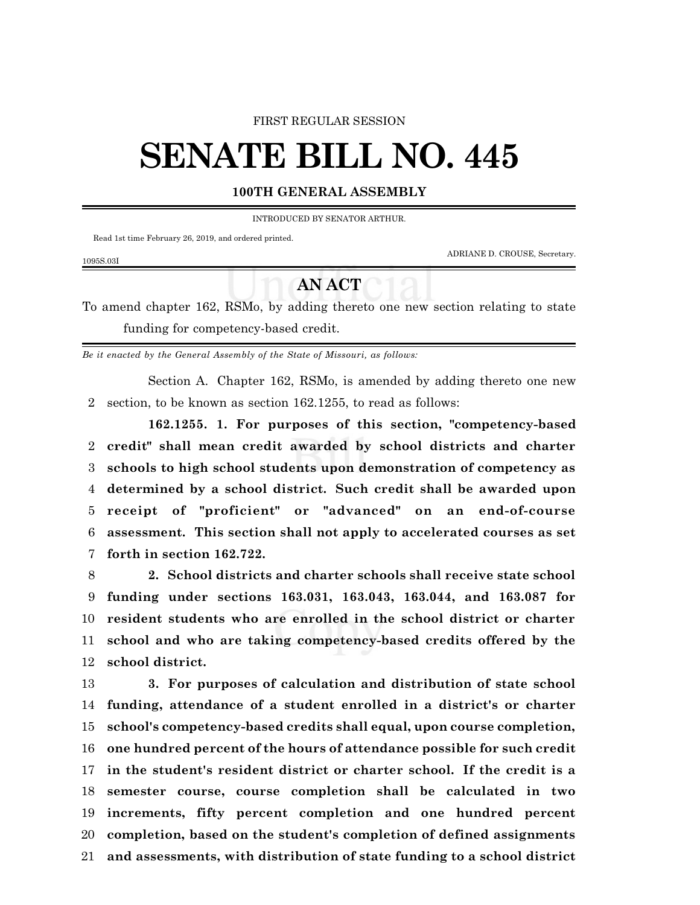FIRST REGULAR SESSION

# SENATE BILL NO. 445

**100TH GENERAL ASSEMBLY**

INTRODUCED BY SENATOR ARTHUR.

Read 1st time February 26, 2019, and ordered printed.

ADRIANE D. CROUSE, Secretary.

1095S.03I

## AN ACT

To amend chapter 162, RSMo, by adding thereto one new section relating to state funding for competency-based credit.

*Be it enacted by the General Assembly of the State of Missouri, as follows:*

Section A. Chapter 162, RSMo, is amended by adding thereto one new section, to be known as section 162.1255, to read as follows:

**162.1255. 1. For purposes of this section, "competency-based credit" shall mean credit awarded by school districts and charter schools to high school students upon demonstration of competency as determined by a school district. Such credit shall be awarded upon receipt of "proficient" or "advanced" on an end-of-course assessment. This section shall not apply to accelerated courses as set forth in section 162.722.**

**2. School districts and charter schools shall receive state school funding under sections 163.031, 163.043, 163.044, and 163.087 for resident students who are enrolled in the school district or charter school and who are taking competency-based credits offered by the school district.**

**3. For purposes of calculation and distribution of state school funding, attendance of a student enrolled in a district's or charter school's competency-based credits shall equal, upon course completion, one hundred percent of the hours of attendance possible for such credit in the student's resident district or charter school. If the credit is a semester course, course completion shall be calculated in two increments, fifty percent completion and one hundred percent completion, based on the student's completion of defined assignments and assessments, with distribution of state funding to a school district**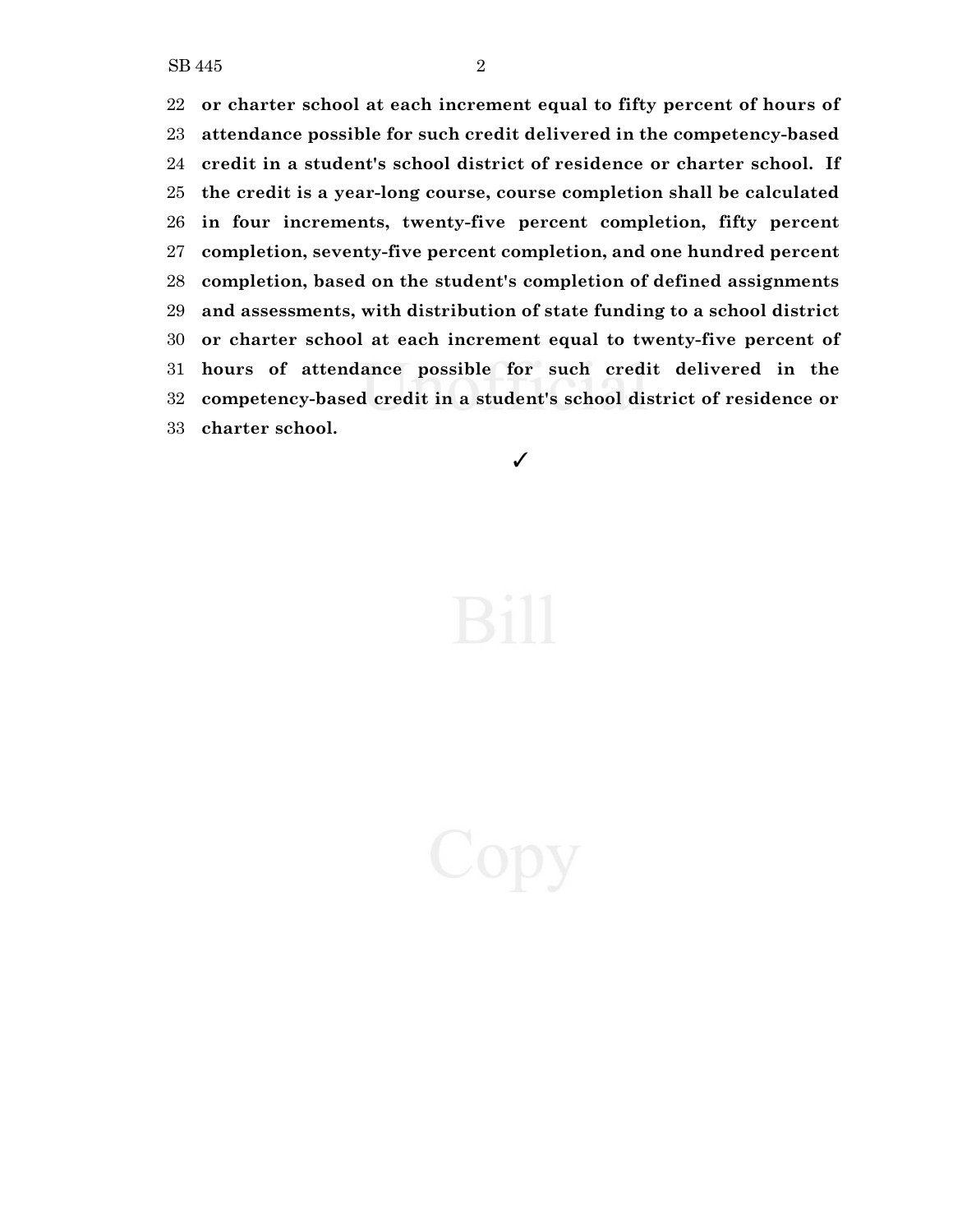**or charter school at each increment equal to fifty percent of hours of attendance possible for such credit delivered in the competency-based credit in a student's school district of residence or charter school. If the credit is a year-long course, course completion shall be calculated in four increments, twenty-five percent completion, fifty percent completion, seventy-five percent completion, and one hundred percent completion, based on the student's completion of defined assignments and assessments, with distribution of state funding to a school district or charter school at each increment equal to twenty-five percent of hours of attendance possible for such credit delivered in the competency-based credit in a student's school district of residence or charter school.**

✓